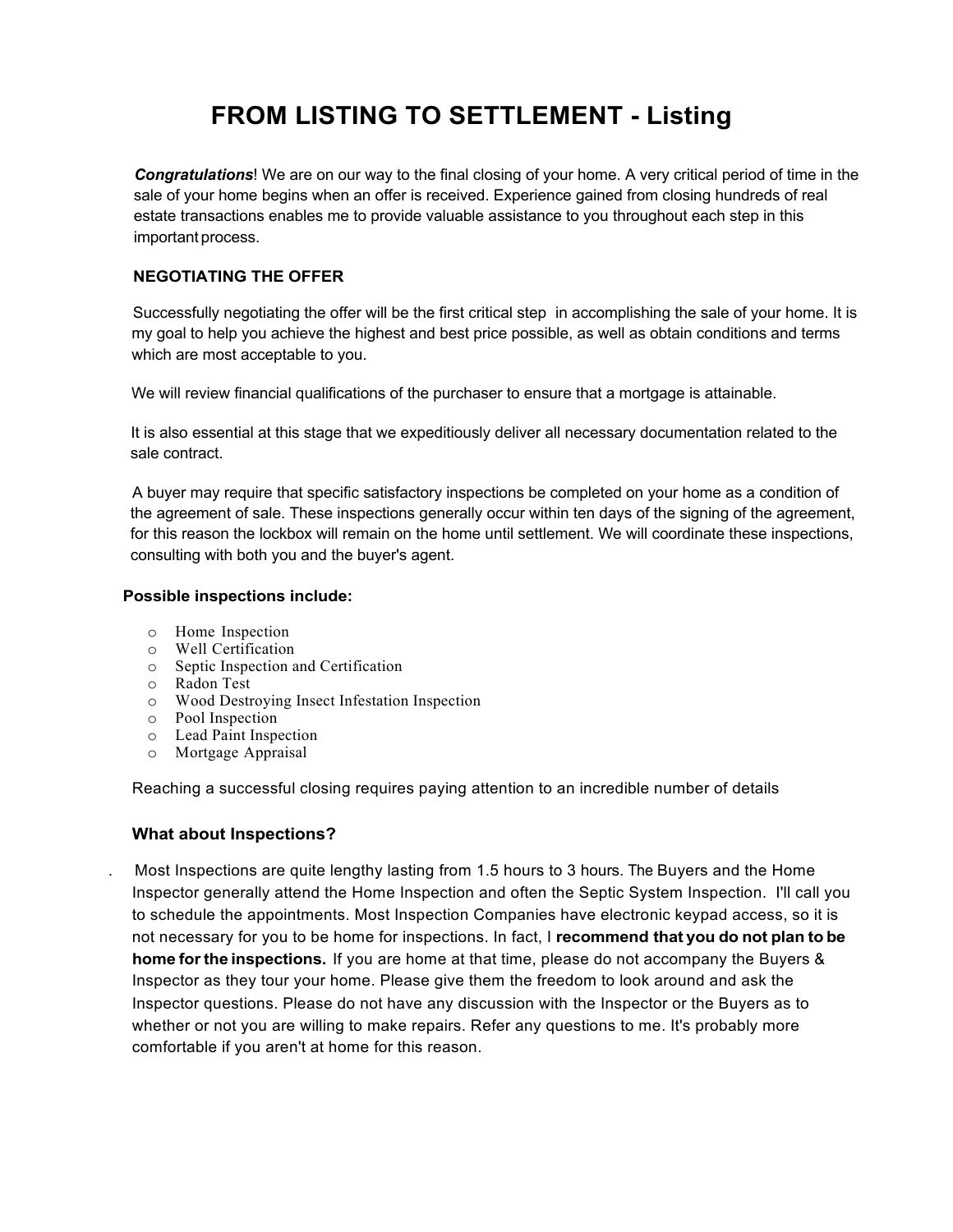# FROM LISTING TO SETTLEMENT - Listing

***Congratulations***! We are on our way to the final closing of your home. A very critical period of time in the sale of your home begins when an offer is received. Experience gained from closing hundreds of real estate transactions enables me to provide valuable assistance to you throughout each step in this important process.

## NEGOTIATING THE OFFER

Successfully negotiating the offer will be the first critical step in accomplishing the sale of your home. It is my goal to help you achieve the highest and best price possible, as well as obtain conditions and terms which are most acceptable to you.

We will review financial qualifications of the purchaser to ensure that a mortgage is attainable.

It is also essential at this stage that we expeditiously deliver all necessary documentation related to the sale contract.

A buyer may require that specific satisfactory inspections be completed on your home as a condition of the agreement of sale. These inspections generally occur within ten days of the signing of the agreement, for this reason the lockbox will remain on the home until settlement. We will coordinate these inspections, consulting with both you and the buyer's agent.

**Possible inspections include:**

- Home Inspection
- Well Certification
- Septic Inspection and Certification
- Radon Test
- Wood Destroying Insect Infestation Inspection
- Pool Inspection
- Lead Paint Inspection
- Mortgage Appraisal

Reaching a successful closing requires paying attention to an incredible number of details

### What about Inspections?

Most Inspections are quite lengthy lasting from 1.5 hours to 3 hours. The Buyers and the Home Inspector generally attend the Home Inspection and often the Septic System Inspection. I'll call you to schedule the appointments. Most Inspection Companies have electronic keypad access, so it is not necessary for you to be home for inspections. In fact, I **recommend that you do not plan to be home for the inspections.** If you are home at that time, please do not accompany the Buyers & Inspector as they tour your home. Please give them the freedom to look around and ask the Inspector questions. Please do not have any discussion with the Inspector or the Buyers as to whether or not you are willing to make repairs. Refer any questions to me. It's probably more comfortable if you aren't at home for this reason.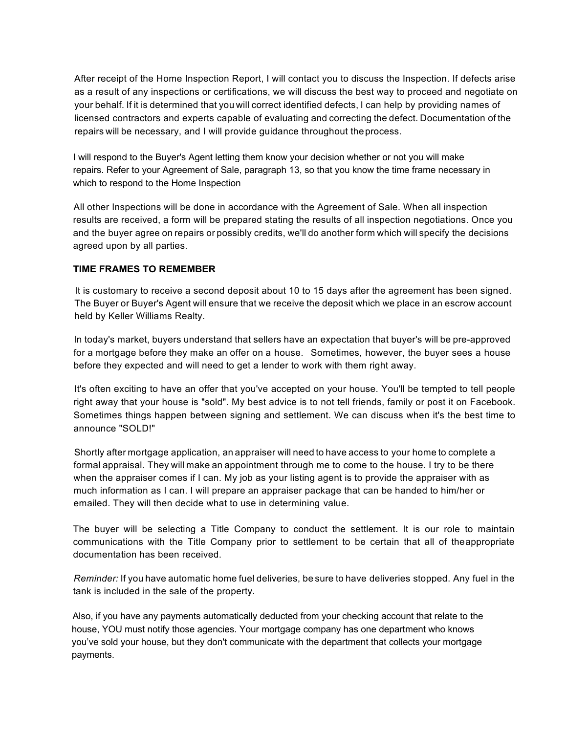After receipt of the Home Inspection Report, I will contact you to discuss the Inspection. If defects arise as a result of any inspections or certifications, we will discuss the best way to proceed and negotiate on your behalf. If it is determined that you will correct identified defects, I can help by providing names of licensed contractors and experts capable of evaluating and correcting the defect. Documentation of the repairs will be necessary, and I will provide guidance throughout the process.

I will respond to the Buyer's Agent letting them know your decision whether or not you will make repairs. Refer to your Agreement of Sale, paragraph 13, so that you know the time frame necessary in which to respond to the Home Inspection

All other Inspections will be done in accordance with the Agreement of Sale. When all inspection results are received, a form will be prepared stating the results of all inspection negotiations. Once you and the buyer agree on repairs or possibly credits, we'll do another form which will specify the decisions agreed upon by all parties.

**TIME FRAMES TO REMEMBER**

It is customary to receive a second deposit about 10 to 15 days after the agreement has been signed. The Buyer or Buyer's Agent will ensure that we receive the deposit which we place in an escrow account held by Keller Williams Realty.

In today's market, buyers understand that sellers have an expectation that buyer's will be pre-approved for a mortgage before they make an offer on a house. Sometimes, however, the buyer sees a house before they expected and will need to get a lender to work with them right away.

It's often exciting to have an offer that you've accepted on your house. You'll be tempted to tell people right away that your house is "sold". My best advice is to not tell friends, family or post it on Facebook. Sometimes things happen between signing and settlement. We can discuss when it's the best time to announce "SOLD!"

Shortly after mortgage application, an appraiser will need to have access to your home to complete a formal appraisal. They will make an appointment through me to come to the house. I try to be there when the appraiser comes if I can. My job as your listing agent is to provide the appraiser with as much information as I can. I will prepare an appraiser package that can be handed to him/her or emailed. They will then decide what to use in determining value.

The buyer will be selecting a Title Company to conduct the settlement. It is our role to maintain communications with the Title Company prior to settlement to be certain that all of the appropriate documentation has been received.

*Reminder:* If you have automatic home fuel deliveries, be sure to have deliveries stopped. Any fuel in the tank is included in the sale of the property.

Also, if you have any payments automatically deducted from your checking account that relate to the house, YOU must notify those agencies. Your mortgage company has one department who knows you've sold your house, but they don't communicate with the department that collects your mortgage payments.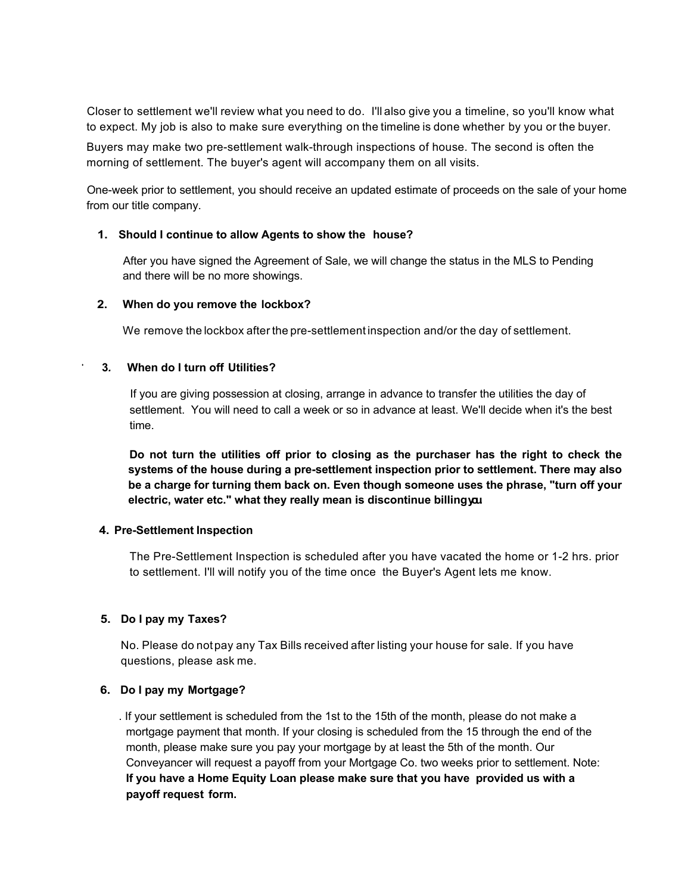Closer to settlement we'll review what you need to do. I'll also give you a timeline, so you'll know what to expect. My job is also to make sure everything on the timeline is done whether by you or the buyer.

Buyers may make two pre-settlement walk-through inspections of house. The second is often the morning of settlement. The buyer's agent will accompany them on all visits.

One-week prior to settlement, you should receive an updated estimate of proceeds on the sale of your home from our title company.

1. **Should I continue to allow Agents to show the house?**

   After you have signed the Agreement of Sale, we will change the status in the MLS to Pending and there will be no more showings.

2. **When do you remove the lockbox?**

   We remove the lockbox after the pre-settlement inspection and/or the day of settlement.

3. **When do I turn off Utilities?**

   If you are giving possession at closing, arrange in advance to transfer the utilities the day of settlement. You will need to call a week or so in advance at least. We'll decide when it's the best time.

   **Do not turn the utilities off prior to closing as the purchaser has the right to check the systems of the house during a pre-settlement inspection prior to settlement. There may also be a charge for turning them back on. Even though someone uses the phrase, "turn off your electric, water etc." what they really mean is discontinue billing you**

4. **Pre-Settlement Inspection**

   The Pre-Settlement Inspection is scheduled after you have vacated the home or 1-2 hrs. prior to settlement. I'll will notify you of the time once the Buyer's Agent lets me know.

5. **Do I pay my Taxes?**

   No. Please do not pay any Tax Bills received after listing your house for sale. If you have questions, please ask me.

6. **Do I pay my Mortgage?**

   . If your settlement is scheduled from the 1st to the 15th of the month, please do not make a mortgage payment that month. If your closing is scheduled from the 15 through the end of the month, please make sure you pay your mortgage by at least the 5th of the month. Our Conveyancer will request a payoff from your Mortgage Co. two weeks prior to settlement. Note: **If you have a Home Equity Loan please make sure that you have provided us with a payoff request form.**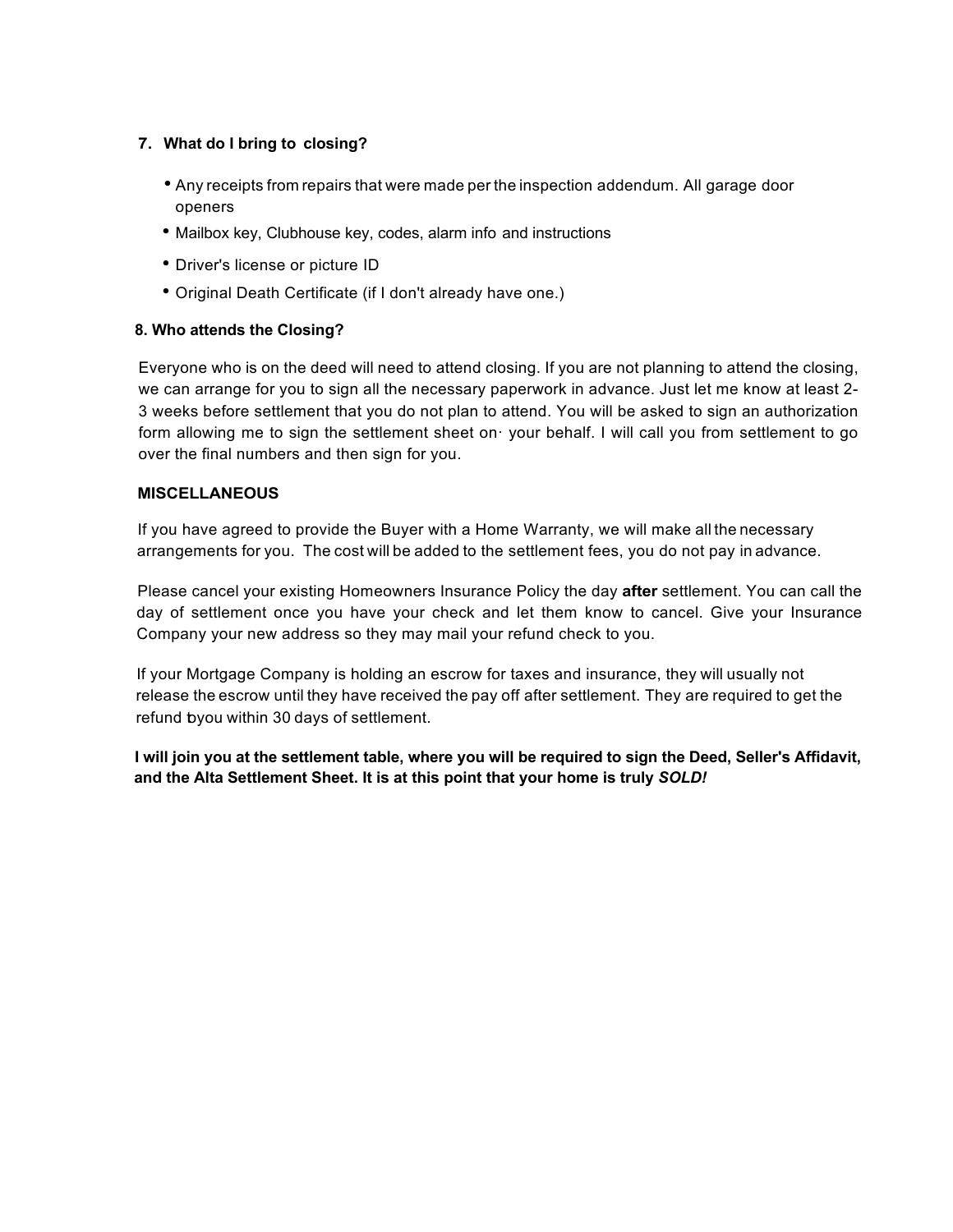### 7. What do I bring to closing?

- Any receipts from repairs that were made per the inspection addendum. All garage door openers
- Mailbox key, Clubhouse key, codes, alarm info and instructions
- Driver's license or picture ID
- Original Death Certificate (if I don't already have one.)

### 8. Who attends the Closing?

Everyone who is on the deed will need to attend closing. If you are not planning to attend the closing, we can arrange for you to sign all the necessary paperwork in advance. Just let me know at least 2-3 weeks before settlement that you do not plan to attend. You will be asked to sign an authorization form allowing me to sign the settlement sheet on· your behalf. I will call you from settlement to go over the final numbers and then sign for you.

### MISCELLANEOUS

If you have agreed to provide the Buyer with a Home Warranty, we will make all the necessary arrangements for you. The cost will be added to the settlement fees, you do not pay in advance.

Please cancel your existing Homeowners Insurance Policy the day **after** settlement. You can call the day of settlement once you have your check and let them know to cancel. Give your Insurance Company your new address so they may mail your refund check to you.

If your Mortgage Company is holding an escrow for taxes and insurance, they will usually not release the escrow until they have received the pay off after settlement. They are required to get the refund to you within 30 days of settlement.

**I will join you at the settlement table, where you will be required to sign the Deed, Seller's Affidavit, and the Alta Settlement Sheet. It is at this point that your home is truly *SOLD!***